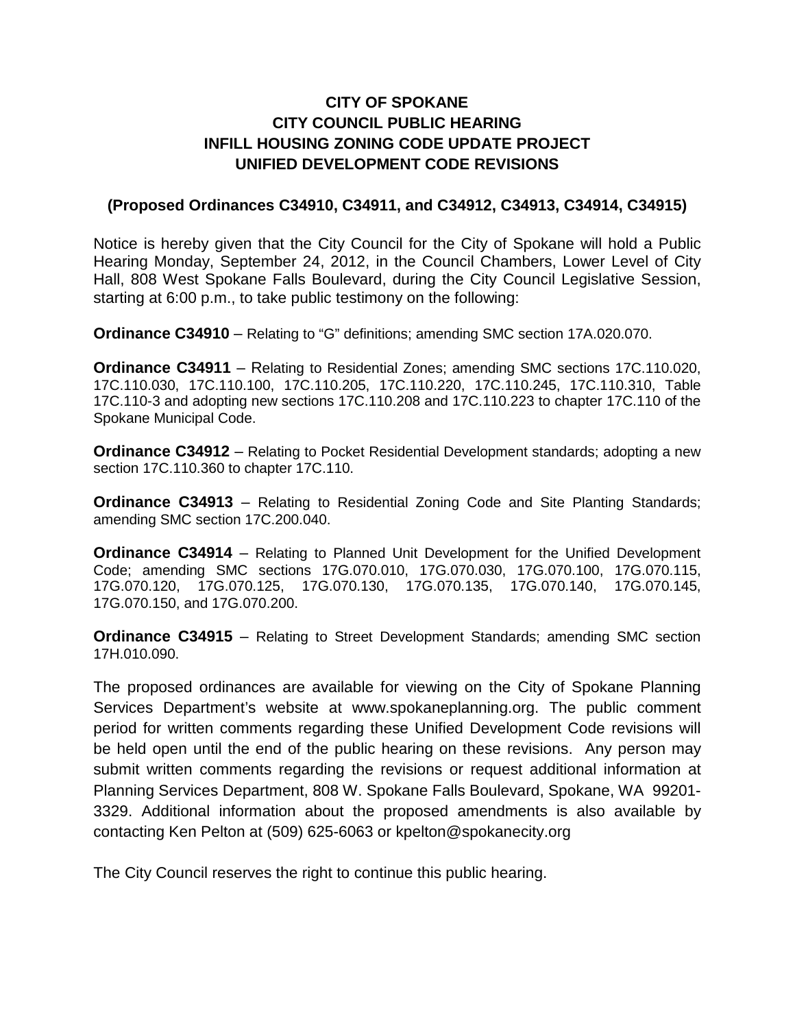# CITY OF SPOKANE
# CITY COUNCIL PUBLIC HEARING
# INFILL HOUSING ZONING CODE UPDATE PROJECT
# UNIFIED DEVELOPMENT CODE REVISIONS

**(Proposed Ordinances C34910, C34911, and C34912, C34913, C34914, C34915)**

Notice is hereby given that the City Council for the City of Spokane will hold a Public Hearing Monday, September 24, 2012, in the Council Chambers, Lower Level of City Hall, 808 West Spokane Falls Boulevard, during the City Council Legislative Session, starting at 6:00 p.m., to take public testimony on the following:

**Ordinance C34910** – Relating to "G" definitions; amending SMC section 17A.020.070.

**Ordinance C34911** – Relating to Residential Zones; amending SMC sections 17C.110.020, 17C.110.030, 17C.110.100, 17C.110.205, 17C.110.220, 17C.110.245, 17C.110.310, Table 17C.110-3 and adopting new sections 17C.110.208 and 17C.110.223 to chapter 17C.110 of the Spokane Municipal Code.

**Ordinance C34912** – Relating to Pocket Residential Development standards; adopting a new section 17C.110.360 to chapter 17C.110.

**Ordinance C34913** – Relating to Residential Zoning Code and Site Planting Standards; amending SMC section 17C.200.040.

**Ordinance C34914** – Relating to Planned Unit Development for the Unified Development Code; amending SMC sections 17G.070.010, 17G.070.030, 17G.070.100, 17G.070.115, 17G.070.120, 17G.070.125, 17G.070.130, 17G.070.135, 17G.070.140, 17G.070.145, 17G.070.150, and 17G.070.200.

**Ordinance C34915** – Relating to Street Development Standards; amending SMC section 17H.010.090.

The proposed ordinances are available for viewing on the City of Spokane Planning Services Department's website at www.spokaneplanning.org. The public comment period for written comments regarding these Unified Development Code revisions will be held open until the end of the public hearing on these revisions. Any person may submit written comments regarding the revisions or request additional information at Planning Services Department, 808 W. Spokane Falls Boulevard, Spokane, WA 99201-3329. Additional information about the proposed amendments is also available by contacting Ken Pelton at (509) 625-6063 or kpelton@spokanecity.org

The City Council reserves the right to continue this public hearing.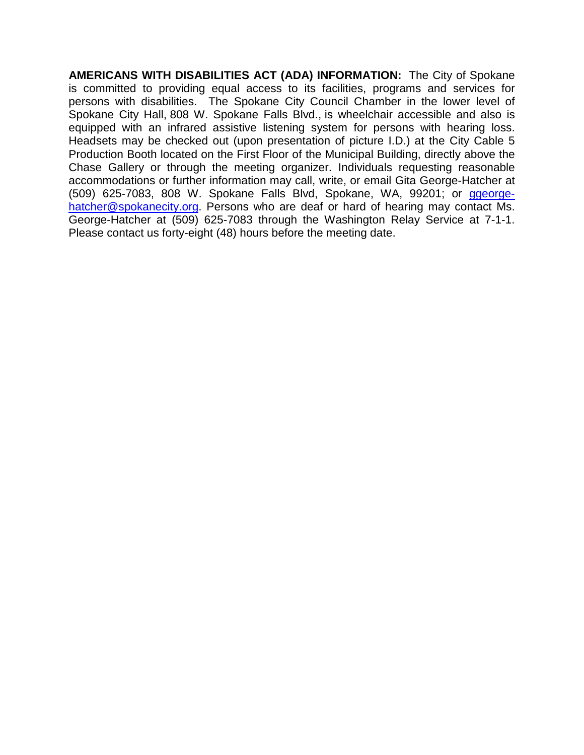**AMERICANS WITH DISABILITIES ACT (ADA) INFORMATION:** The City of Spokane is committed to providing equal access to its facilities, programs and services for persons with disabilities. The Spokane City Council Chamber in the lower level of Spokane City Hall, 808 W. Spokane Falls Blvd., is wheelchair accessible and also is equipped with an infrared assistive listening system for persons with hearing loss. Headsets may be checked out (upon presentation of picture I.D.) at the City Cable 5 Production Booth located on the First Floor of the Municipal Building, directly above the Chase Gallery or through the meeting organizer. Individuals requesting reasonable accommodations or further information may call, write, or email Gita George-Hatcher at (509) 625-7083, 808 W. Spokane Falls Blvd, Spokane, WA, 99201; or ggeorge-hatcher@spokanecity.org. Persons who are deaf or hard of hearing may contact Ms. George-Hatcher at (509) 625-7083 through the Washington Relay Service at 7-1-1. Please contact us forty-eight (48) hours before the meeting date.